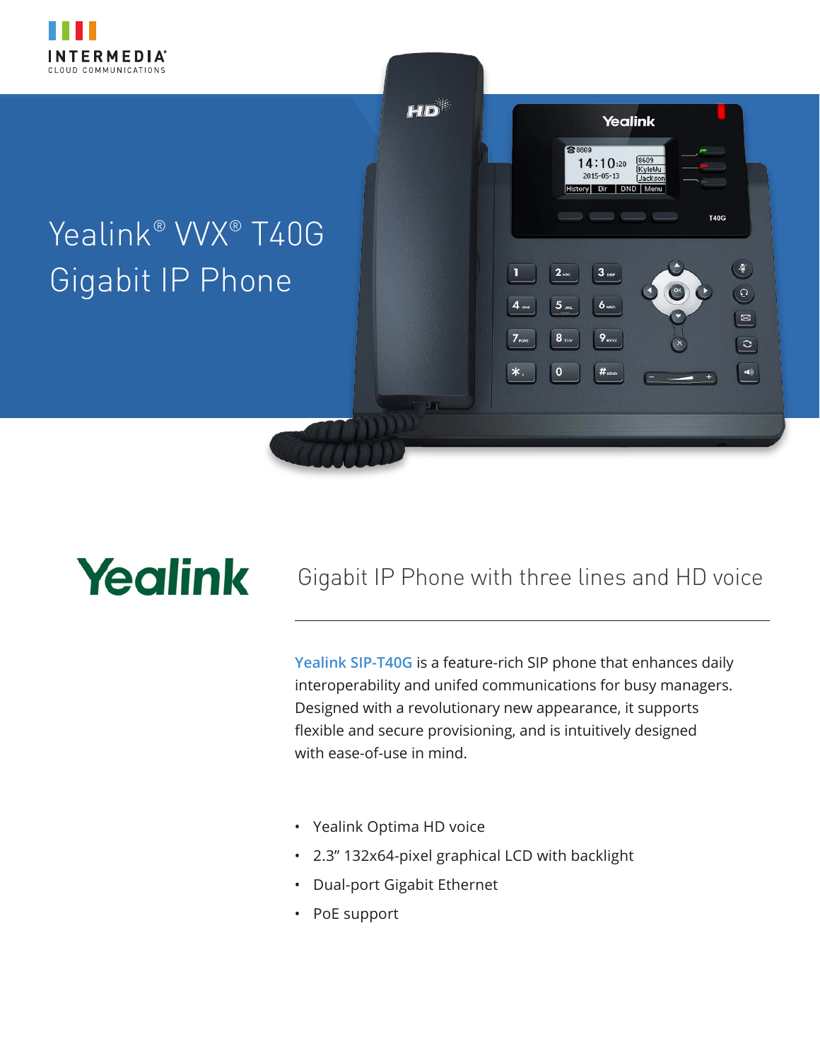INTERMEDIA®
CLOUD COMMUNICATIONS

# Yealink® VVX® T40G Gigabit IP Phone

Yealink

## Gigabit IP Phone with three lines and HD voice

Yealink SIP-T40G is a feature-rich SIP phone that enhances daily interoperability and unifed communications for busy managers. Designed with a revolutionary new appearance, it supports flexible and secure provisioning, and is intuitively designed with ease-of-use in mind.

- Yealink Optima HD voice
- 2.3" 132x64-pixel graphical LCD with backlight
- Dual-port Gigabit Ethernet
- PoE support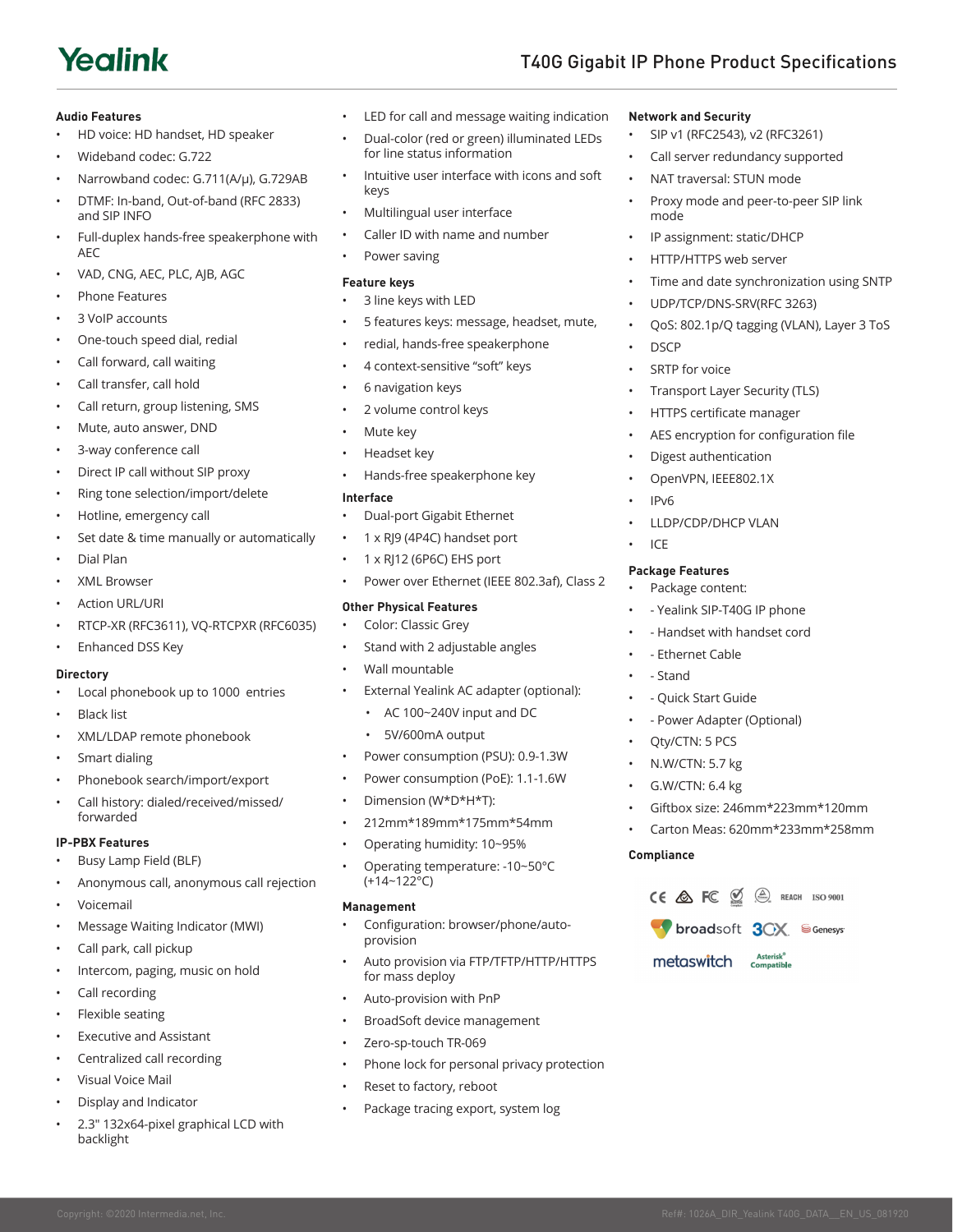# T40G Gigabit IP Phone Product Specifications

### Audio Features

- HD voice: HD handset, HD speaker
- Wideband codec: G.722
- Narrowband codec: G.711(A/μ), G.729AB
- DTMF: In-band, Out-of-band (RFC 2833) and SIP INFO
- Full-duplex hands-free speakerphone with AEC
- VAD, CNG, AEC, PLC, AJB, AGC
- Phone Features
- 3 VoIP accounts
- One-touch speed dial, redial
- Call forward, call waiting
- Call transfer, call hold
- Call return, group listening, SMS
- Mute, auto answer, DND
- 3-way conference call
- Direct IP call without SIP proxy
- Ring tone selection/import/delete
- Hotline, emergency call
- Set date & time manually or automatically
- Dial Plan
- XML Browser
- Action URL/URI
- RTCP-XR (RFC3611), VQ-RTCPXR (RFC6035)
- Enhanced DSS Key

### Directory

- Local phonebook up to 1000 entries
- Black list
- XML/LDAP remote phonebook
- Smart dialing
- Phonebook search/import/export
- Call history: dialed/received/missed/ forwarded

### IP-PBX Features

- Busy Lamp Field (BLF)
- Anonymous call, anonymous call rejection
- Voicemail
- Message Waiting Indicator (MWI)
- Call park, call pickup
- Intercom, paging, music on hold
- Call recording
- Flexible seating
- Executive and Assistant
- Centralized call recording
- Visual Voice Mail
- Display and Indicator
- 2.3" 132x64-pixel graphical LCD with backlight
- LED for call and message waiting indication
- Dual-color (red or green) illuminated LEDs for line status information
- Intuitive user interface with icons and soft keys
- Multilingual user interface
- Caller ID with name and number
- Power saving

### Feature keys

- 3 line keys with LED
- 5 features keys: message, headset, mute,
- redial, hands-free speakerphone
- 4 context-sensitive "soft" keys
- 6 navigation keys
- 2 volume control keys
- Mute key
- Headset key
- Hands-free speakerphone key

### Interface

- Dual-port Gigabit Ethernet
- 1 x RJ9 (4P4C) handset port
- 1 x RJ12 (6P6C) EHS port
- Power over Ethernet (IEEE 802.3af), Class 2

### Other Physical Features

- Color: Classic Grey
- Stand with 2 adjustable angles
- Wall mountable
- External Yealink AC adapter (optional):
  - AC 100~240V input and DC
  - 5V/600mA output
- Power consumption (PSU): 0.9-1.3W
- Power consumption (PoE): 1.1-1.6W
- Dimension (W*D*H*T):
- 212mm*189mm*175mm*54mm
- Operating humidity: 10~95%
- Operating temperature: -10~50°C (+14~122°C)

### Management

- Configuration: browser/phone/auto-provision
- Auto provision via FTP/TFTP/HTTP/HTTPS for mass deploy
- Auto-provision with PnP
- BroadSoft device management
- Zero-sp-touch TR-069
- Phone lock for personal privacy protection
- Reset to factory, reboot
- Package tracing export, system log

### Network and Security

- SIP v1 (RFC2543), v2 (RFC3261)
- Call server redundancy supported
- NAT traversal: STUN mode
- Proxy mode and peer-to-peer SIP link mode
- IP assignment: static/DHCP
- HTTP/HTTPS web server
- Time and date synchronization using SNTP
- UDP/TCP/DNS-SRV(RFC 3263)
- QoS: 802.1p/Q tagging (VLAN), Layer 3 ToS
- DSCP
- SRTP for voice
- Transport Layer Security (TLS)
- HTTPS certificate manager
- AES encryption for configuration file
- Digest authentication
- OpenVPN, IEEE802.1X
- IPv6
- LLDP/CDP/DHCP VLAN
- ICE

### Package Features

- Package content:
- - Yealink SIP-T40G IP phone
- - Handset with handset cord
- - Ethernet Cable
- - Stand
- - Quick Start Guide
- - Power Adapter (Optional)
- Qty/CTN: 5 PCS
- N.W/CTN: 5.7 kg
- G.W/CTN: 6.4 kg
- Giftbox size: 246mm*223mm*120mm
- Carton Meas: 620mm*233mm*258mm

### Compliance

CE FC REACH ISO 9001

broadsoft 3CX Genesys

metaswitch Asterisk® Compatible

Copyright: ©2020 Intermedia.net, Inc. Ref#: 1026A_DIR_Yealink T40G_DATA__EN_US_081920